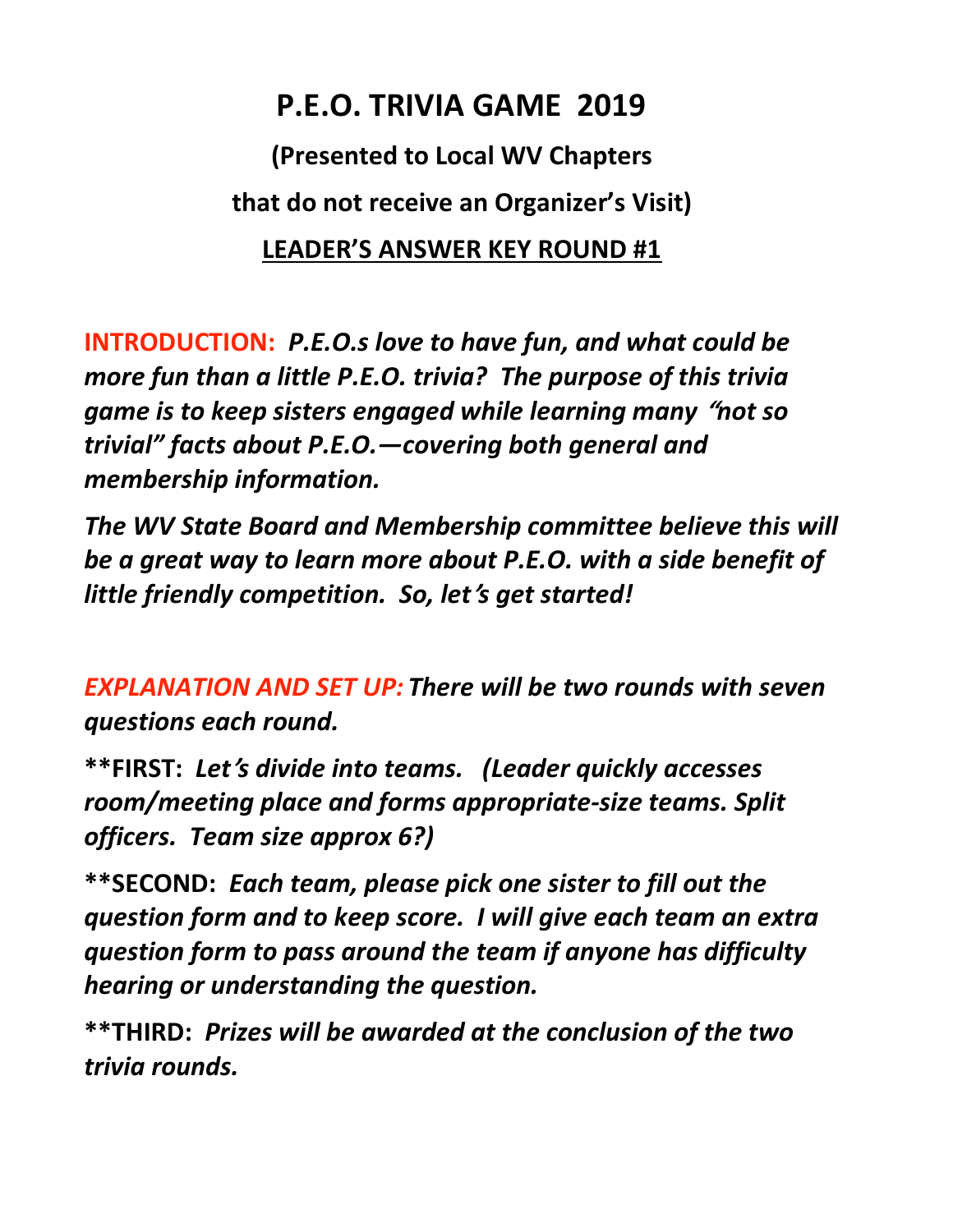# P.E.O. TRIVIA GAME 2019

## (Presented to Local WV Chapters that do not receive an Organizer's Visit)

## <u>LEADER'S ANSWER KEY ROUND #1</u>

**INTRODUCTION:** ***P.E.O.s love to have fun, and what could be more fun than a little P.E.O. trivia? The purpose of this trivia game is to keep sisters engaged while learning many "not so trivial" facts about P.E.O.—covering both general and membership information.***

***The WV State Board and Membership committee believe this will be a great way to learn more about P.E.O. with a side benefit of little friendly competition. So, let's get started!***

***EXPLANATION AND SET UP: There will be two rounds with seven questions each round.***

**\*\*FIRST:** ***Let's divide into teams. (Leader quickly accesses room/meeting place and forms appropriate-size teams. Split officers. Team size approx 6?)***

**\*\*SECOND:** ***Each team, please pick one sister to fill out the question form and to keep score. I will give each team an extra question form to pass around the team if anyone has difficulty hearing or understanding the question.***

**\*\*THIRD:** ***Prizes will be awarded at the conclusion of the two trivia rounds.***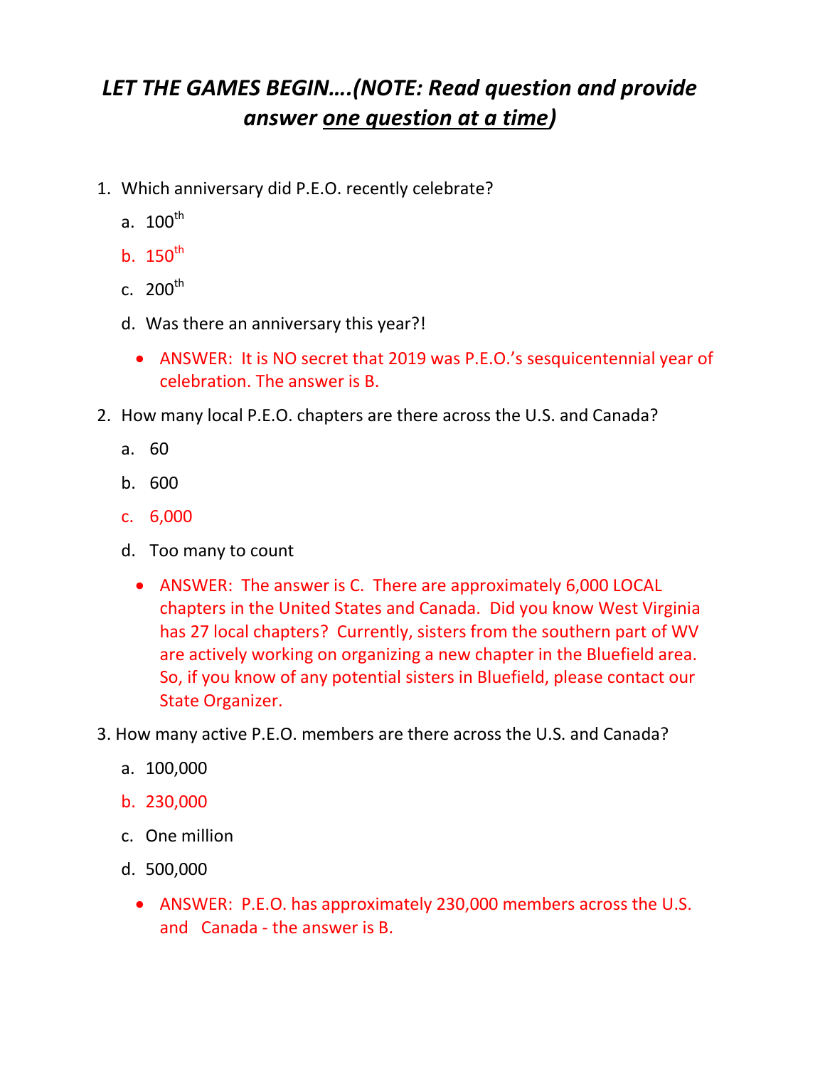# *LET THE GAMES BEGIN….(NOTE: Read question and provide answer one question at a time)*

1. Which anniversary did P.E.O. recently celebrate?
   a. 100th
   b. 150th
   c. 200th
   d. Was there an anniversary this year?!
   - ANSWER: It is NO secret that 2019 was P.E.O.'s sesquicentennial year of celebration. The answer is B.

2. How many local P.E.O. chapters are there across the U.S. and Canada?
   a. 60
   b. 600
   c. 6,000
   d. Too many to count
   - ANSWER: The answer is C. There are approximately 6,000 LOCAL chapters in the United States and Canada. Did you know West Virginia has 27 local chapters? Currently, sisters from the southern part of WV are actively working on organizing a new chapter in the Bluefield area. So, if you know of any potential sisters in Bluefield, please contact our State Organizer.

3. How many active P.E.O. members are there across the U.S. and Canada?
   a. 100,000
   b. 230,000
   c. One million
   d. 500,000
   - ANSWER: P.E.O. has approximately 230,000 members across the U.S. and Canada - the answer is B.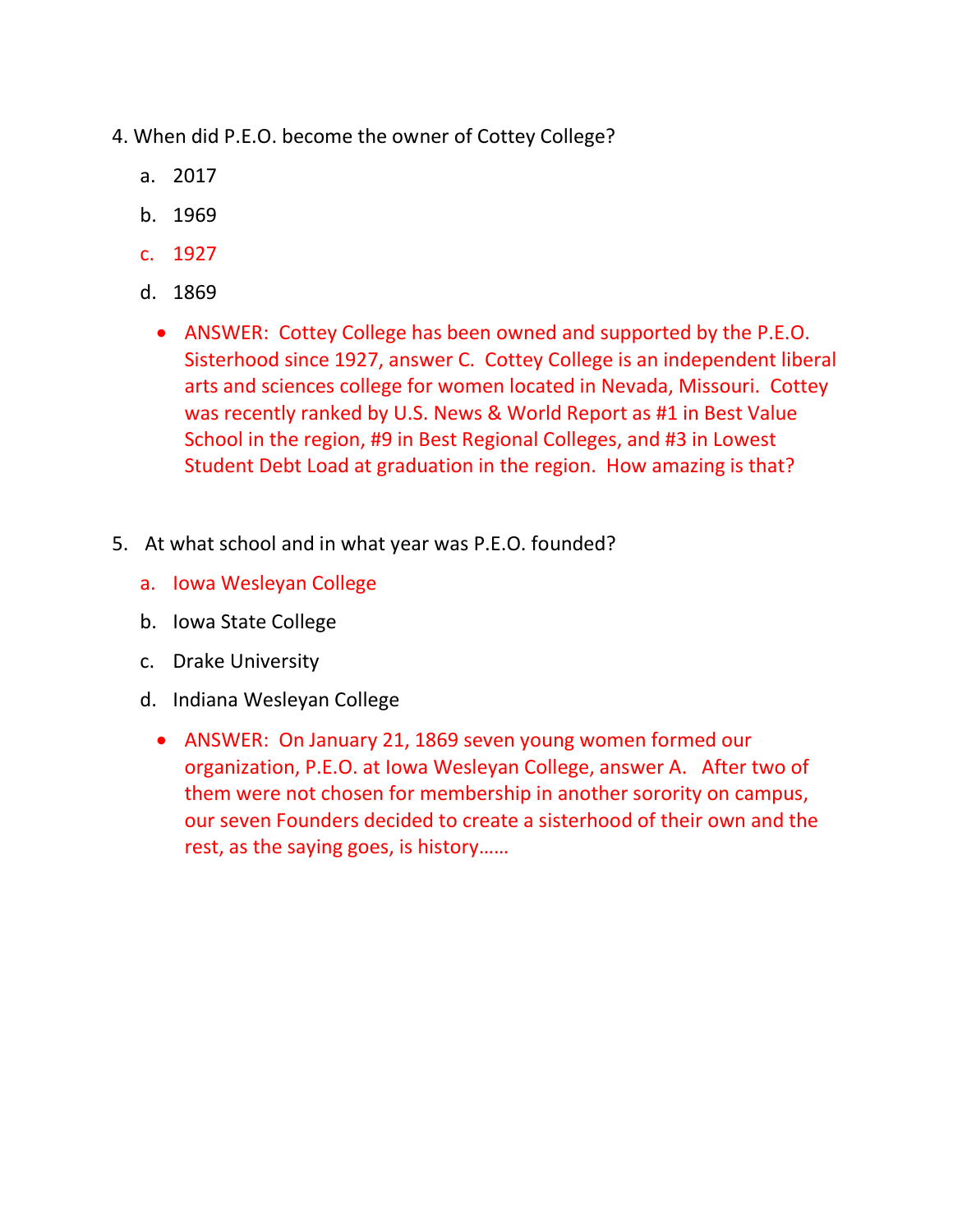4. When did P.E.O. become the owner of Cottey College?

   a. 2017

   b. 1969

   c. 1927

   d. 1869

   - ANSWER: Cottey College has been owned and supported by the P.E.O. Sisterhood since 1927, answer C. Cottey College is an independent liberal arts and sciences college for women located in Nevada, Missouri. Cottey was recently ranked by U.S. News & World Report as #1 in Best Value School in the region, #9 in Best Regional Colleges, and #3 in Lowest Student Debt Load at graduation in the region. How amazing is that?

5. At what school and in what year was P.E.O. founded?

   a. Iowa Wesleyan College

   b. Iowa State College

   c. Drake University

   d. Indiana Wesleyan College

   - ANSWER: On January 21, 1869 seven young women formed our organization, P.E.O. at Iowa Wesleyan College, answer A. After two of them were not chosen for membership in another sorority on campus, our seven Founders decided to create a sisterhood of their own and the rest, as the saying goes, is history……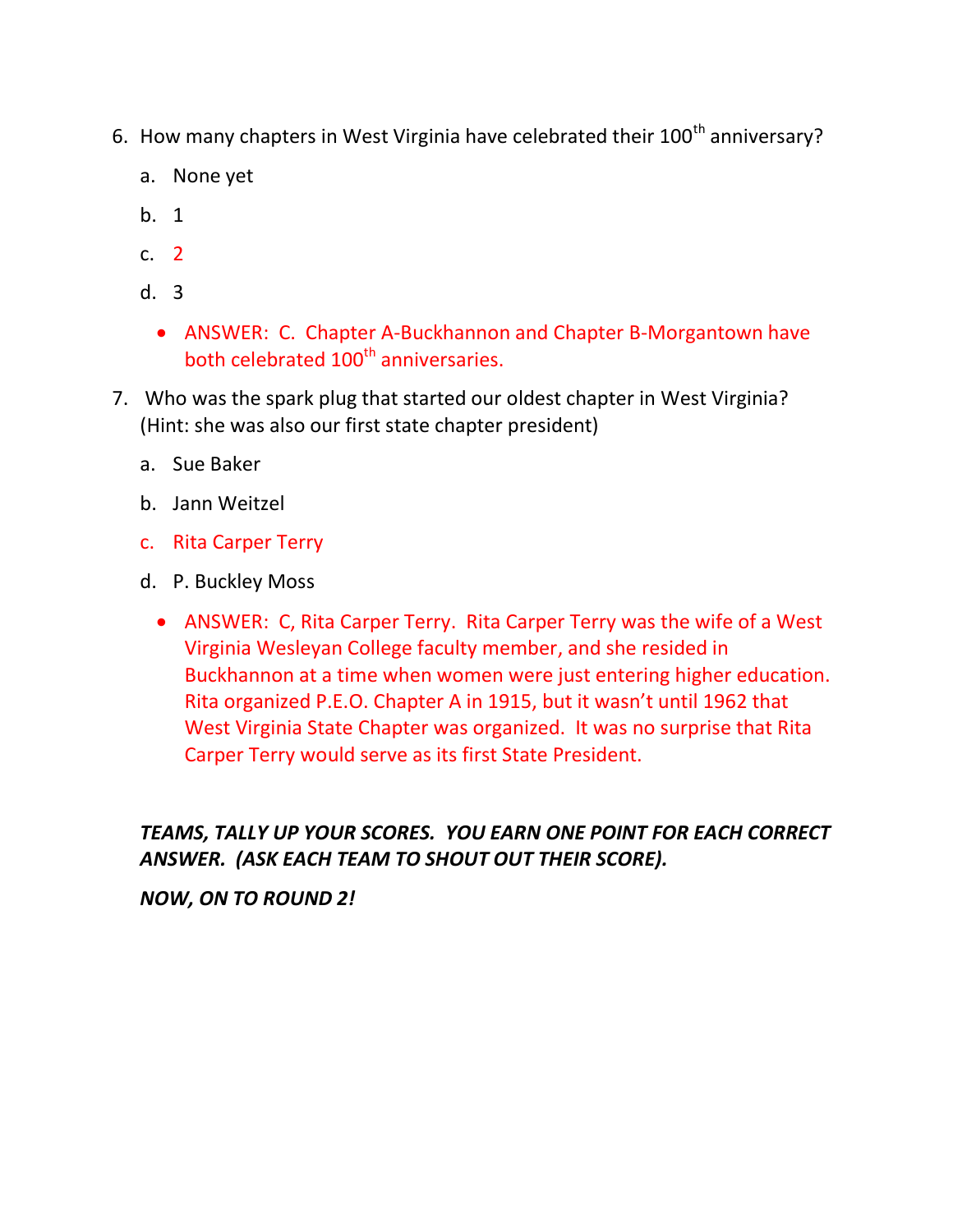6. How many chapters in West Virginia have celebrated their 100th anniversary?

   a. None yet

   b. 1

   c. 2

   d. 3

   - ANSWER: C. Chapter A-Buckhannon and Chapter B-Morgantown have both celebrated 100th anniversaries.

7. Who was the spark plug that started our oldest chapter in West Virginia? (Hint: she was also our first state chapter president)

   a. Sue Baker

   b. Jann Weitzel

   c. Rita Carper Terry

   d. P. Buckley Moss

   - ANSWER: C, Rita Carper Terry. Rita Carper Terry was the wife of a West Virginia Wesleyan College faculty member, and she resided in Buckhannon at a time when women were just entering higher education. Rita organized P.E.O. Chapter A in 1915, but it wasn't until 1962 that West Virginia State Chapter was organized. It was no surprise that Rita Carper Terry would serve as its first State President.

***TEAMS, TALLY UP YOUR SCORES. YOU EARN ONE POINT FOR EACH CORRECT ANSWER. (ASK EACH TEAM TO SHOUT OUT THEIR SCORE).***

***NOW, ON TO ROUND 2!***